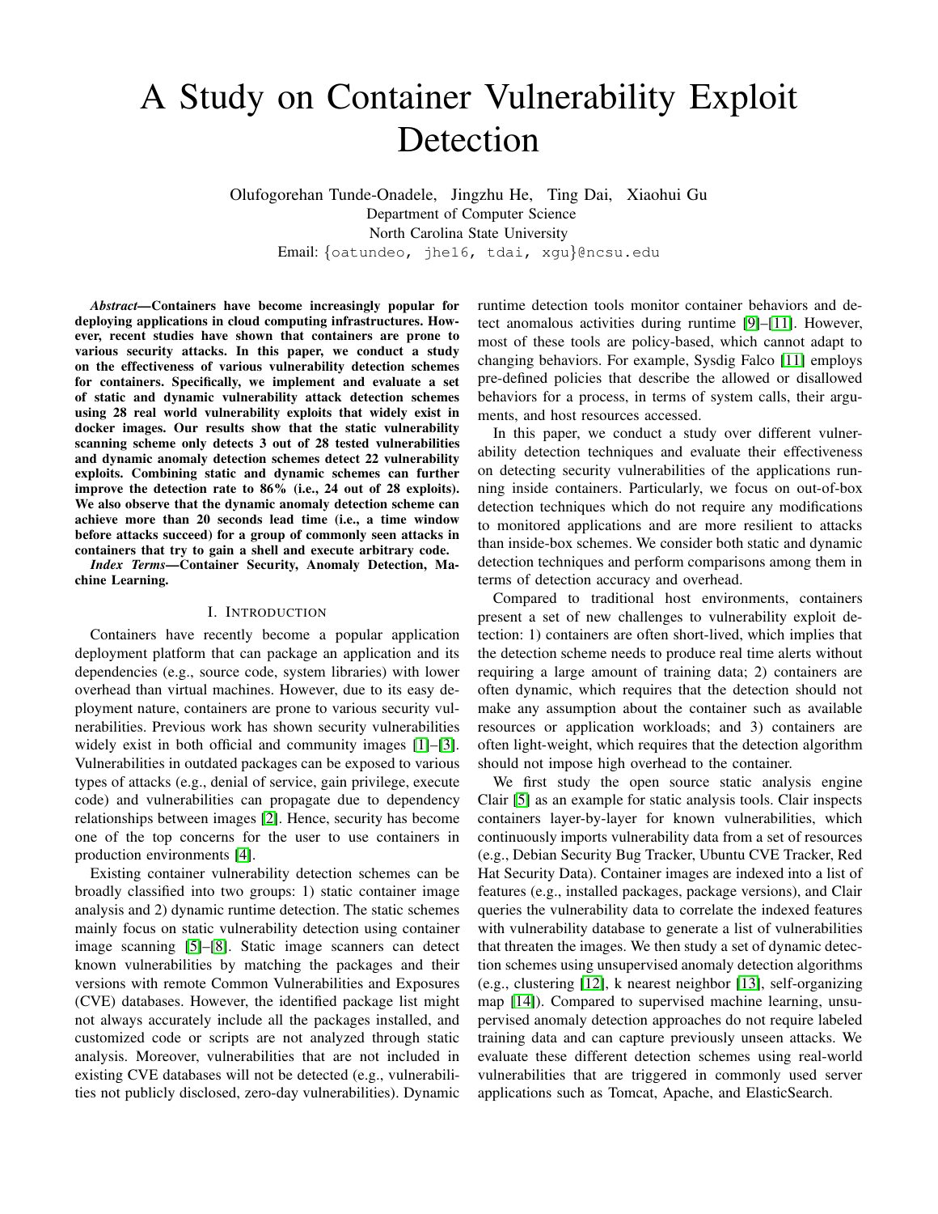# A Study on Container Vulnerability Exploit Detection

Olufogorehan Tunde-Onadele, Jingzhu He, Ting Dai, Xiaohui Gu
Department of Computer Science
North Carolina State University
Email: {oatundeo, jhe16, tdai, xgu}@ncsu.edu

***Abstract*—Containers have become increasingly popular for deploying applications in cloud computing infrastructures. However, recent studies have shown that containers are prone to various security attacks. In this paper, we conduct a study on the effectiveness of various vulnerability detection schemes for containers. Specifically, we implement and evaluate a set of static and dynamic vulnerability attack detection schemes using 28 real world vulnerability exploits that widely exist in docker images. Our results show that the static vulnerability scanning scheme only detects 3 out of 28 tested vulnerabilities and dynamic anomaly detection schemes detect 22 vulnerability exploits. Combining static and dynamic schemes can further improve the detection rate to 86% (i.e., 24 out of 28 exploits). We also observe that the dynamic anomaly detection scheme can achieve more than 20 seconds lead time (i.e., a time window before attacks succeed) for a group of commonly seen attacks in containers that try to gain a shell and execute arbitrary code.**

***Index Terms*—Container Security, Anomaly Detection, Machine Learning.**

## I. Introduction

Containers have recently become a popular application deployment platform that can package an application and its dependencies (e.g., source code, system libraries) with lower overhead than virtual machines. However, due to its easy deployment nature, containers are prone to various security vulnerabilities. Previous work has shown security vulnerabilities widely exist in both official and community images [1]–[3]. Vulnerabilities in outdated packages can be exposed to various types of attacks (e.g., denial of service, gain privilege, execute code) and vulnerabilities can propagate due to dependency relationships between images [2]. Hence, security has become one of the top concerns for the user to use containers in production environments [4].

Existing container vulnerability detection schemes can be broadly classified into two groups: 1) static container image analysis and 2) dynamic runtime detection. The static schemes mainly focus on static vulnerability detection using container image scanning [5]–[8]. Static image scanners can detect known vulnerabilities by matching the packages and their versions with remote Common Vulnerabilities and Exposures (CVE) databases. However, the identified package list might not always accurately include all the packages installed, and customized code or scripts are not analyzed through static analysis. Moreover, vulnerabilities that are not included in existing CVE databases will not be detected (e.g., vulnerabilities not publicly disclosed, zero-day vulnerabilities). Dynamic runtime detection tools monitor container behaviors and detect anomalous activities during runtime [9]–[11]. However, most of these tools are policy-based, which cannot adapt to changing behaviors. For example, Sysdig Falco [11] employs pre-defined policies that describe the allowed or disallowed behaviors for a process, in terms of system calls, their arguments, and host resources accessed.

In this paper, we conduct a study over different vulnerability detection techniques and evaluate their effectiveness on detecting security vulnerabilities of the applications running inside containers. Particularly, we focus on out-of-box detection techniques which do not require any modifications to monitored applications and are more resilient to attacks than inside-box schemes. We consider both static and dynamic detection techniques and perform comparisons among them in terms of detection accuracy and overhead.

Compared to traditional host environments, containers present a set of new challenges to vulnerability exploit detection: 1) containers are often short-lived, which implies that the detection scheme needs to produce real time alerts without requiring a large amount of training data; 2) containers are often dynamic, which requires that the detection should not make any assumption about the container such as available resources or application workloads; and 3) containers are often light-weight, which requires that the detection algorithm should not impose high overhead to the container.

We first study the open source static analysis engine Clair [5] as an example for static analysis tools. Clair inspects containers layer-by-layer for known vulnerabilities, which continuously imports vulnerability data from a set of resources (e.g., Debian Security Bug Tracker, Ubuntu CVE Tracker, Red Hat Security Data). Container images are indexed into a list of features (e.g., installed packages, package versions), and Clair queries the vulnerability data to correlate the indexed features with vulnerability database to generate a list of vulnerabilities that threaten the images. We then study a set of dynamic detection schemes using unsupervised anomaly detection algorithms (e.g., clustering [12], k nearest neighbor [13], self-organizing map [14]). Compared to supervised machine learning, unsupervised anomaly detection approaches do not require labeled training data and can capture previously unseen attacks. We evaluate these different detection schemes using real-world vulnerabilities that are triggered in commonly used server applications such as Tomcat, Apache, and ElasticSearch.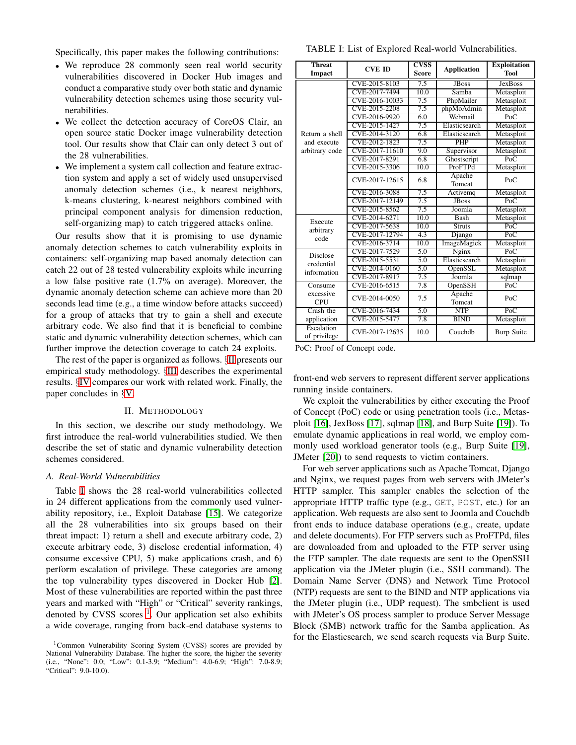Specifically, this paper makes the following contributions:

- We reproduce 28 commonly seen real world security vulnerabilities discovered in Docker Hub images and conduct a comparative study over both static and dynamic vulnerability detection schemes using those security vulnerabilities.
- We collect the detection accuracy of CoreOS Clair, an open source static Docker image vulnerability detection tool. Our results show that Clair can only detect 3 out of the 28 vulnerabilities.
- We implement a system call collection and feature extraction system and apply a set of widely used unsupervised anomaly detection schemes (i.e., k nearest neighbors, k-means clustering, k-nearest neighbors combined with principal component analysis for dimension reduction, self-organizing map) to catch triggered attacks online.

Our results show that it is promising to use dynamic anomaly detection schemes to catch vulnerability exploits in containers: self-organizing map based anomaly detection can catch 22 out of 28 tested vulnerability exploits while incurring a low false positive rate (1.7% on average). Moreover, the dynamic anomaly detection scheme can achieve more than 20 seconds lead time (e.g., a time window before attacks succeed) for a group of attacks that try to gain a shell and execute arbitrary code. We also find that it is beneficial to combine static and dynamic vulnerability detection schemes, which can further improve the detection coverage to catch 24 exploits.

The rest of the paper is organized as follows. §II presents our empirical study methodology. §III describes the experimental results. §IV compares our work with related work. Finally, the paper concludes in §V.

## II. Methodology

In this section, we describe our study methodology. We first introduce the real-world vulnerabilities studied. We then describe the set of static and dynamic vulnerability detection schemes considered.

### A. Real-World Vulnerabilities

Table I shows the 28 real-world vulnerabilities collected in 24 different applications from the commonly used vulnerability repository, i.e., Exploit Database [15]. We categorize all the 28 vulnerabilities into six groups based on their threat impact: 1) return a shell and execute arbitrary code, 2) execute arbitrary code, 3) disclose credential information, 4) consume excessive CPU, 5) make applications crash, and 6) perform escalation of privilege. These categories are among the top vulnerability types discovered in Docker Hub [2]. Most of these vulnerabilities are reported within the past three years and marked with "High" or "Critical" severity rankings, denoted by CVSS scores [1]. Our application set also exhibits a wide coverage, ranging from back-end database systems to front-end web servers to represent different server applications running inside containers.

TABLE I: List of Explored Real-world Vulnerabilities.

| Threat Impact | CVE ID | CVSS Score | Application | Exploitation Tool |
|---|---|---|---|---|
| Return a shell and execute arbitrary code | CVE-2015-8103 | 7.5 | JBoss | JexBoss |
| | CVE-2017-7494 | 10.0 | Samba | Metasploit |
| | CVE-2016-10033 | 7.5 | PhpMailer | Metasploit |
| | CVE-2015-2208 | 7.5 | phpMoAdmin | Metasploit |
| | CVE-2016-9920 | 6.0 | Webmail | PoC |
| | CVE-2015-1427 | 7.5 | Elasticsearch | Metasploit |
| | CVE-2014-3120 | 6.8 | Elasticsearch | Metasploit |
| | CVE-2012-1823 | 7.5 | PHP | Metasploit |
| | CVE-2017-11610 | 9.0 | Supervisor | Metasploit |
| | CVE-2017-8291 | 6.8 | Ghostscript | PoC |
| | CVE-2015-3306 | 10.0 | ProFTPd | Metasploit |
| | CVE-2017-12615 | 6.8 | Apache Tomcat | PoC |
| | CVE-2016-3088 | 7.5 | Activemq | Metasploit |
| | CVE-2017-12149 | 7.5 | JBoss | PoC |
| | CVE-2015-8562 | 7.5 | Joomla | Metasploit |
| Execute arbitrary code | CVE-2014-6271 | 10.0 | Bash | Metasploit |
| | CVE-2017-5638 | 10.0 | Struts | PoC |
| | CVE-2017-12794 | 4.3 | Django | PoC |
| | CVE-2016-3714 | 10.0 | ImageMagick | Metasploit |
| Disclose credential information | CVE-2017-7529 | 5.0 | Nginx | PoC |
| | CVE-2015-5531 | 5.0 | Elasticsearch | Metasploit |
| | CVE-2014-0160 | 5.0 | OpenSSL | Metasploit |
| | CVE-2017-8917 | 7.5 | Joomla | sqlmap |
| Consume excessive CPU | CVE-2016-6515 | 7.8 | OpenSSH | PoC |
| | CVE-2014-0050 | 7.5 | Apache Tomcat | PoC |
| Crash the application | CVE-2016-7434 | 5.0 | NTP | PoC |
| | CVE-2015-5477 | 7.8 | BIND | Metasploit |
| Escalation of privilege | CVE-2017-12635 | 10.0 | Couchdb | Burp Suite |

PoC: Proof of Concept code.

We exploit the vulnerabilities by either executing the Proof of Concept (PoC) code or using penetration tools (i.e., Metasploit [16], JexBoss [17], sqlmap [18], and Burp Suite [19]). To emulate dynamic applications in real world, we employ commonly used workload generator tools (e.g., Burp Suite [19], JMeter [20]) to send requests to victim containers.

For web server applications such as Apache Tomcat, Django and Nginx, we request pages from web servers with JMeter's HTTP sampler. This sampler enables the selection of the appropriate HTTP traffic type (e.g., `GET`, `POST`, etc.) for an application. Web requests are also sent to Joomla and Couchdb front ends to induce database operations (e.g., create, update and delete documents). For FTP servers such as ProFTPd, files are downloaded from and uploaded to the FTP server using the FTP sampler. The date requests are sent to the OpenSSH application via the JMeter plugin (i.e., SSH command). The Domain Name Server (DNS) and Network Time Protocol (NTP) requests are sent to the BIND and NTP applications via the JMeter plugin (i.e., UDP request). The smbclient is used with JMeter's OS process sampler to produce Server Message Block (SMB) network traffic for the Samba application. As for the Elasticsearch, we send search requests via Burp Suite.

[1]Common Vulnerability Scoring System (CVSS) scores are provided by National Vulnerability Database. The higher the score, the higher the severity (i.e., "None": 0.0; "Low": 0.1-3.9; "Medium": 4.0-6.9; "High": 7.0-8.9; "Critical": 9.0-10.0).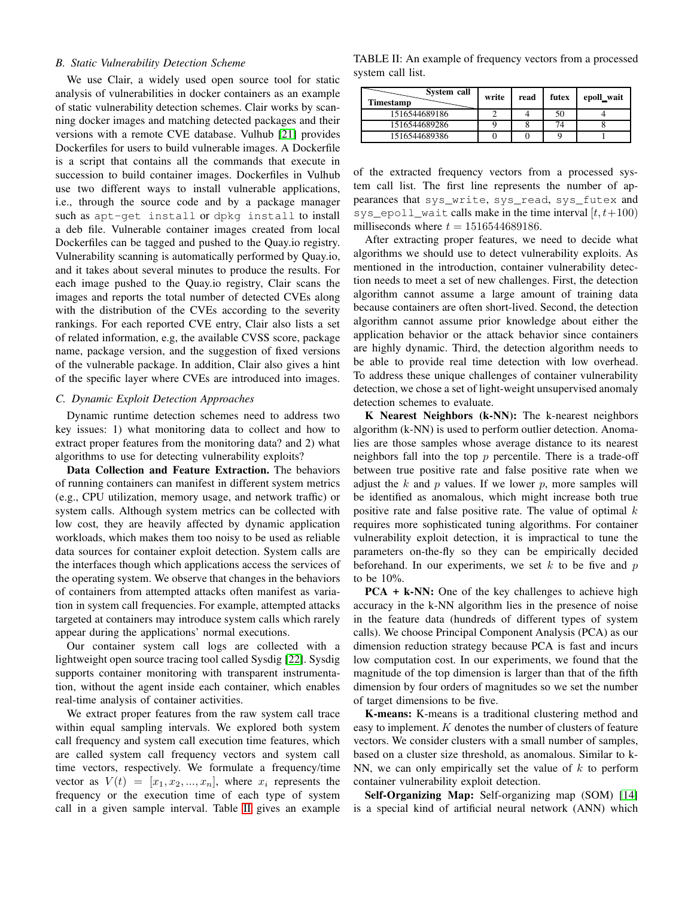### B. Static Vulnerability Detection Scheme

We use Clair, a widely used open source tool for static analysis of vulnerabilities in docker containers as an example of static vulnerability detection schemes. Clair works by scanning docker images and matching detected packages and their versions with a remote CVE database. Vulhub [21] provides Dockerfiles for users to build vulnerable images. A Dockerfile is a script that contains all the commands that execute in succession to build container images. Dockerfiles in Vulhub use two different ways to install vulnerable applications, i.e., through the source code and by a package manager such as `apt-get install` or `dpkg install` to install a deb file. Vulnerable container images created from local Dockerfiles can be tagged and pushed to the Quay.io registry. Vulnerability scanning is automatically performed by Quay.io, and it takes about several minutes to produce the results. For each image pushed to the Quay.io registry, Clair scans the images and reports the total number of detected CVEs along with the distribution of the CVEs according to the severity rankings. For each reported CVE entry, Clair also lists a set of related information, e.g, the available CVSS score, package name, package version, and the suggestion of fixed versions of the vulnerable package. In addition, Clair also gives a hint of the specific layer where CVEs are introduced into images.

### C. Dynamic Exploit Detection Approaches

Dynamic runtime detection schemes need to address two key issues: 1) what monitoring data to collect and how to extract proper features from the monitoring data? and 2) what algorithms to use for detecting vulnerability exploits?

**Data Collection and Feature Extraction.** The behaviors of running containers can manifest in different system metrics (e.g., CPU utilization, memory usage, and network traffic) or system calls. Although system metrics can be collected with low cost, they are heavily affected by dynamic application workloads, which makes them too noisy to be used as reliable data sources for container exploit detection. System calls are the interfaces though which applications access the services of the operating system. We observe that changes in the behaviors of containers from attempted attacks often manifest as variation in system call frequencies. For example, attempted attacks targeted at containers may introduce system calls which rarely appear during the applications' normal executions.

Our container system call logs are collected with a lightweight open source tracing tool called Sysdig [22]. Sysdig supports container monitoring with transparent instrumentation, without the agent inside each container, which enables real-time analysis of container activities.

We extract proper features from the raw system call trace within equal sampling intervals. We explored both system call frequency and system call execution time features, which are called system call frequency vectors and system call time vectors, respectively. We formulate a frequency/time vector as $V(t) = [x_1, x_2, ..., x_n]$, where $x_i$ represents the frequency or the execution time of each type of system call in a given sample interval. Table II gives an example of the extracted frequency vectors from a processed system call list. The first line represents the number of appearances that `sys_write`, `sys_read`, `sys_futex` and `sys_epoll_wait` calls make in the time interval $[t, t+100)$ milliseconds where $t = 1516544689186$.

TABLE II: An example of frequency vectors from a processed system call list.

| Timestamp \ System call | write | read | futex | epoll_wait |
|---|---|---|---|---|
| 1516544689186 | 2 | 4 | 50 | 4 |
| 1516544689286 | 9 | 8 | 74 | 8 |
| 1516544689386 | 0 | 0 | 9 | 1 |

After extracting proper features, we need to decide what algorithms we should use to detect vulnerability exploits. As mentioned in the introduction, container vulnerability detection needs to meet a set of new challenges. First, the detection algorithm cannot assume a large amount of training data because containers are often short-lived. Second, the detection algorithm cannot assume prior knowledge about either the application behavior or the attack behavior since containers are highly dynamic. Third, the detection algorithm needs to be able to provide real time detection with low overhead. To address these unique challenges of container vulnerability detection, we chose a set of light-weight unsupervised anomaly detection schemes to evaluate.

**K Nearest Neighbors (k-NN):** The k-nearest neighbors algorithm (k-NN) is used to perform outlier detection. Anomalies are those samples whose average distance to its nearest neighbors fall into the top $p$ percentile. There is a trade-off between true positive rate and false positive rate when we adjust the $k$ and $p$ values. If we lower $p$, more samples will be identified as anomalous, which might increase both true positive rate and false positive rate. The value of optimal $k$ requires more sophisticated tuning algorithms. For container vulnerability exploit detection, it is impractical to tune the parameters on-the-fly so they can be empirically decided beforehand. In our experiments, we set $k$ to be five and $p$ to be 10%.

**PCA + k-NN:** One of the key challenges to achieve high accuracy in the k-NN algorithm lies in the presence of noise in the feature data (hundreds of different types of system calls). We choose Principal Component Analysis (PCA) as our dimension reduction strategy because PCA is fast and incurs low computation cost. In our experiments, we found that the magnitude of the top dimension is larger than that of the fifth dimension by four orders of magnitudes so we set the number of target dimensions to be five.

**K-means:** K-means is a traditional clustering method and easy to implement. $K$ denotes the number of clusters of feature vectors. We consider clusters with a small number of samples, based on a cluster size threshold, as anomalous. Similar to k-NN, we can only empirically set the value of $k$ to perform container vulnerability exploit detection.

**Self-Organizing Map:** Self-organizing map (SOM) [14] is a special kind of artificial neural network (ANN) which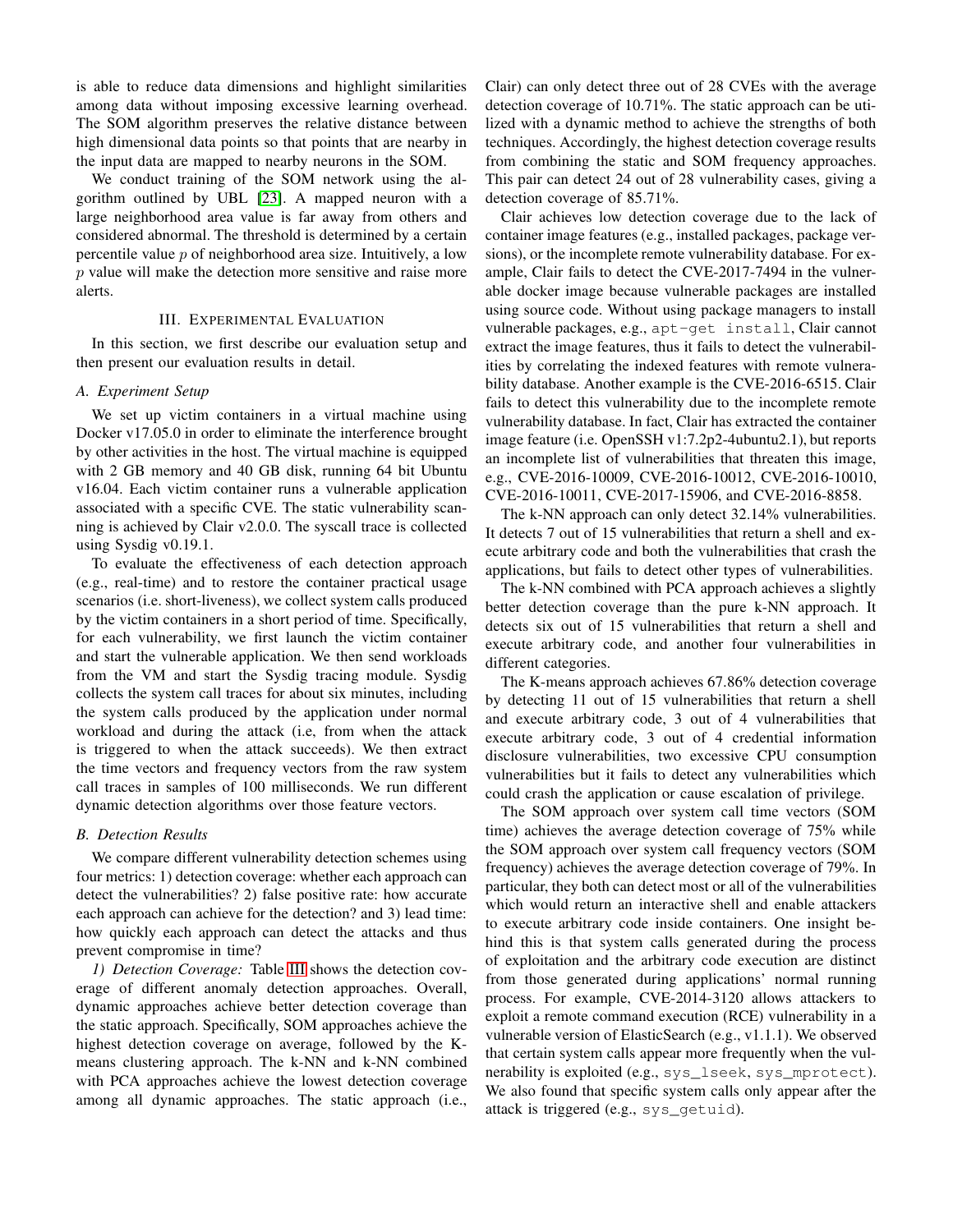is able to reduce data dimensions and highlight similarities among data without imposing excessive learning overhead. The SOM algorithm preserves the relative distance between high dimensional data points so that points that are nearby in the input data are mapped to nearby neurons in the SOM.

We conduct training of the SOM network using the algorithm outlined by UBL [23]. A mapped neuron with a large neighborhood area value is far away from others and considered abnormal. The threshold is determined by a certain percentile value $p$ of neighborhood area size. Intuitively, a low $p$ value will make the detection more sensitive and raise more alerts.

## III. Experimental Evaluation

In this section, we first describe our evaluation setup and then present our evaluation results in detail.

### A. Experiment Setup

We set up victim containers in a virtual machine using Docker v17.05.0 in order to eliminate the interference brought by other activities in the host. The virtual machine is equipped with 2 GB memory and 40 GB disk, running 64 bit Ubuntu v16.04. Each victim container runs a vulnerable application associated with a specific CVE. The static vulnerability scanning is achieved by Clair v2.0.0. The syscall trace is collected using Sysdig v0.19.1.

To evaluate the effectiveness of each detection approach (e.g., real-time) and to restore the container practical usage scenarios (i.e. short-liveness), we collect system calls produced by the victim containers in a short period of time. Specifically, for each vulnerability, we first launch the victim container and start the vulnerable application. We then send workloads from the VM and start the Sysdig tracing module. Sysdig collects the system call traces for about six minutes, including the system calls produced by the application under normal workload and during the attack (i.e, from when the attack is triggered to when the attack succeeds). We then extract the time vectors and frequency vectors from the raw system call traces in samples of 100 milliseconds. We run different dynamic detection algorithms over those feature vectors.

### B. Detection Results

We compare different vulnerability detection schemes using four metrics: 1) detection coverage: whether each approach can detect the vulnerabilities? 2) false positive rate: how accurate each approach can achieve for the detection? and 3) lead time: how quickly each approach can detect the attacks and thus prevent compromise in time?

*1) Detection Coverage:* Table III shows the detection coverage of different anomaly detection approaches. Overall, dynamic approaches achieve better detection coverage than the static approach. Specifically, SOM approaches achieve the highest detection coverage on average, followed by the K-means clustering approach. The k-NN and k-NN combined with PCA approaches achieve the lowest detection coverage among all dynamic approaches. The static approach (i.e., Clair) can only detect three out of 28 CVEs with the average detection coverage of 10.71%. The static approach can be utilized with a dynamic method to achieve the strengths of both techniques. Accordingly, the highest detection coverage results from combining the static and SOM frequency approaches. This pair can detect 24 out of 28 vulnerability cases, giving a detection coverage of 85.71%.

Clair achieves low detection coverage due to the lack of container image features (e.g., installed packages, package versions), or the incomplete remote vulnerability database. For example, Clair fails to detect the CVE-2017-7494 in the vulnerable docker image because vulnerable packages are installed using source code. Without using package managers to install vulnerable packages, e.g., `apt-get install`, Clair cannot extract the image features, thus it fails to detect the vulnerabilities by correlating the indexed features with remote vulnerability database. Another example is the CVE-2016-6515. Clair fails to detect this vulnerability due to the incomplete remote vulnerability database. In fact, Clair has extracted the container image feature (i.e. OpenSSH v1:7.2p2-4ubuntu2.1), but reports an incomplete list of vulnerabilities that threaten this image, e.g., CVE-2016-10009, CVE-2016-10012, CVE-2016-10010, CVE-2016-10011, CVE-2017-15906, and CVE-2016-8858.

The k-NN approach can only detect 32.14% vulnerabilities. It detects 7 out of 15 vulnerabilities that return a shell and execute arbitrary code and both the vulnerabilities that crash the applications, but fails to detect other types of vulnerabilities.

The k-NN combined with PCA approach achieves a slightly better detection coverage than the pure k-NN approach. It detects six out of 15 vulnerabilities that return a shell and execute arbitrary code, and another four vulnerabilities in different categories.

The K-means approach achieves 67.86% detection coverage by detecting 11 out of 15 vulnerabilities that return a shell and execute arbitrary code, 3 out of 4 vulnerabilities that execute arbitrary code, 3 out of 4 credential information disclosure vulnerabilities, two excessive CPU consumption vulnerabilities but it fails to detect any vulnerabilities which could crash the application or cause escalation of privilege.

The SOM approach over system call time vectors (SOM time) achieves the average detection coverage of 75% while the SOM approach over system call frequency vectors (SOM frequency) achieves the average detection coverage of 79%. In particular, they both can detect most or all of the vulnerabilities which would return an interactive shell and enable attackers to execute arbitrary code inside containers. One insight behind this is that system calls generated during the process of exploitation and the arbitrary code execution are distinct from those generated during applications' normal running process. For example, CVE-2014-3120 allows attackers to exploit a remote command execution (RCE) vulnerability in a vulnerable version of ElasticSearch (e.g., v1.1.1). We observed that certain system calls appear more frequently when the vulnerability is exploited (e.g., `sys_lseek`, `sys_mprotect`). We also found that specific system calls only appear after the attack is triggered (e.g., `sys_getuid`).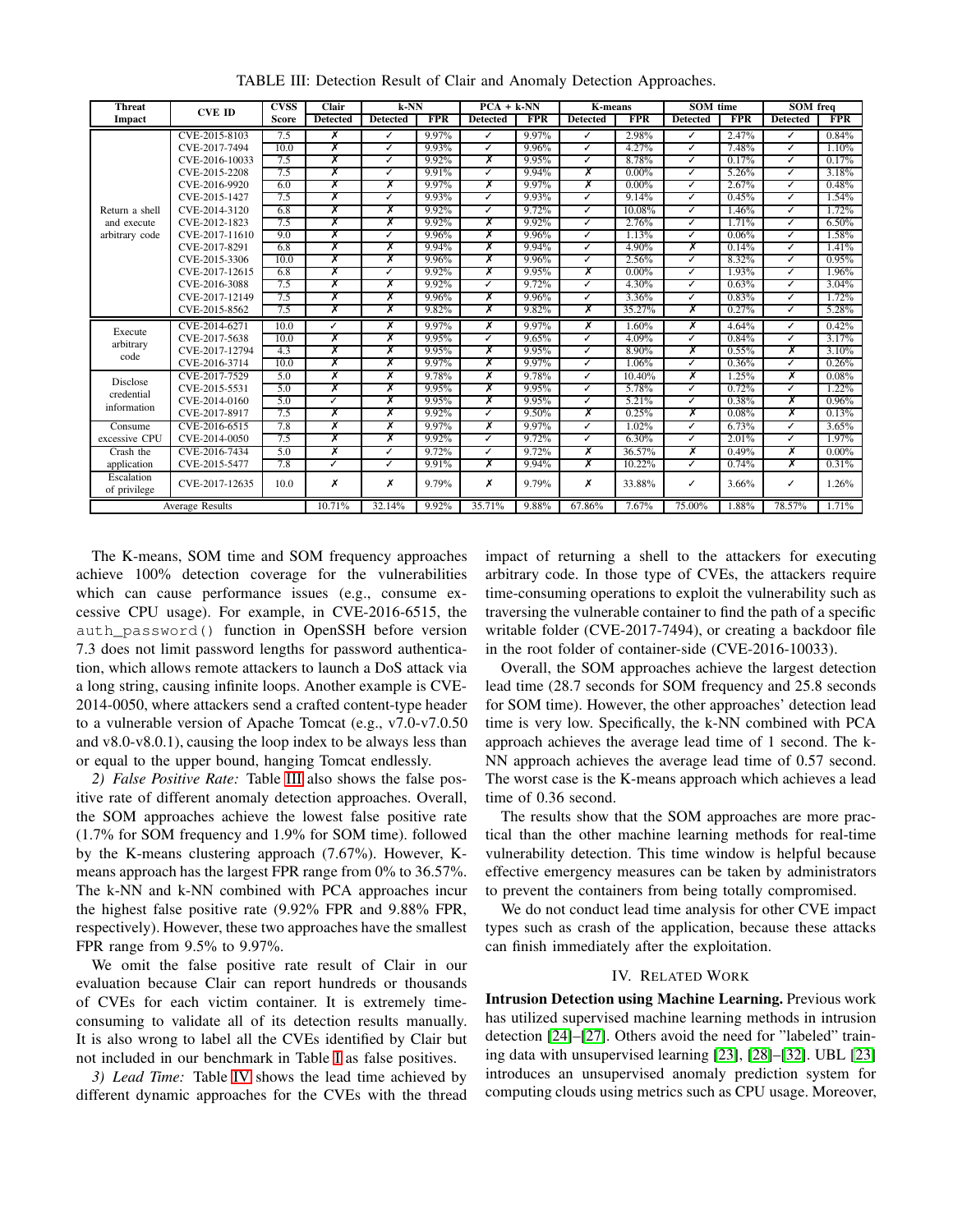TABLE III: Detection Result of Clair and Anomaly Detection Approaches.

| Threat Impact | CVE ID | CVSS Score | Clair | k-NN | | PCA + k-NN | | K-means | | SOM time | | SOM freq | |
|---|---|---|---|---|---|---|---|---|---|---|---|---|---|
| | | | Detected | Detected | FPR | Detected | FPR | Detected | FPR | Detected | FPR | Detected | FPR |
| Return a shell and execute arbitrary code | CVE-2015-8103 | 7.5 | ✗ | ✓ | 9.97% | ✓ | 9.97% | ✓ | 2.98% | ✓ | 2.47% | ✓ | 0.84% |
| | CVE-2017-7494 | 10.0 | ✗ | ✓ | 9.93% | ✓ | 9.96% | ✓ | 4.27% | ✓ | 7.48% | ✓ | 1.10% |
| | CVE-2016-10033 | 7.5 | ✗ | ✓ | 9.92% | ✗ | 9.95% | ✓ | 8.78% | ✓ | 0.17% | ✓ | 0.17% |
| | CVE-2015-2208 | 7.5 | ✗ | ✓ | 9.91% | ✓ | 9.94% | ✗ | 0.00% | ✓ | 5.26% | ✓ | 3.18% |
| | CVE-2016-9920 | 6.0 | ✗ | ✗ | 9.97% | ✗ | 9.97% | ✗ | 0.00% | ✓ | 2.67% | ✓ | 0.48% |
| | CVE-2015-1427 | 7.5 | ✗ | ✓ | 9.93% | ✓ | 9.93% | ✓ | 9.14% | ✓ | 0.45% | ✓ | 1.54% |
| | CVE-2014-3120 | 6.8 | ✗ | ✗ | 9.92% | ✓ | 9.72% | ✓ | 10.08% | ✓ | 1.46% | ✓ | 1.72% |
| | CVE-2012-1823 | 7.5 | ✗ | ✗ | 9.92% | ✗ | 9.92% | ✓ | 2.76% | ✓ | 1.71% | ✓ | 6.50% |
| | CVE-2017-11610 | 9.0 | ✗ | ✓ | 9.96% | ✗ | 9.96% | ✓ | 1.13% | ✓ | 0.06% | ✓ | 1.58% |
| | CVE-2017-8291 | 6.8 | ✗ | ✗ | 9.94% | ✗ | 9.94% | ✓ | 4.90% | ✗ | 0.14% | ✓ | 1.41% |
| | CVE-2015-3306 | 10.0 | ✗ | ✗ | 9.96% | ✗ | 9.96% | ✓ | 2.56% | ✓ | 8.32% | ✓ | 0.95% |
| | CVE-2017-12615 | 6.8 | ✗ | ✓ | 9.92% | ✗ | 9.95% | ✗ | 0.00% | ✓ | 1.93% | ✓ | 1.96% |
| | CVE-2016-3088 | 7.5 | ✗ | ✗ | 9.92% | ✓ | 9.72% | ✓ | 4.30% | ✓ | 0.63% | ✓ | 3.04% |
| | CVE-2017-12149 | 7.5 | ✗ | ✗ | 9.96% | ✗ | 9.96% | ✓ | 3.36% | ✓ | 0.83% | ✓ | 1.72% |
| | CVE-2015-8562 | 7.5 | ✗ | ✗ | 9.82% | ✗ | 9.82% | ✗ | 35.27% | ✗ | 0.27% | ✓ | 5.28% |
| Execute arbitrary code | CVE-2014-6271 | 10.0 | ✓ | ✗ | 9.97% | ✗ | 9.97% | ✗ | 1.60% | ✗ | 4.64% | ✓ | 0.42% |
| | CVE-2017-5638 | 10.0 | ✗ | ✗ | 9.95% | ✓ | 9.65% | ✓ | 4.09% | ✓ | 0.84% | ✓ | 3.17% |
| | CVE-2017-12794 | 4.3 | ✗ | ✗ | 9.95% | ✗ | 9.95% | ✓ | 8.90% | ✗ | 0.55% | ✗ | 3.10% |
| | CVE-2016-3714 | 10.0 | ✗ | ✗ | 9.97% | ✗ | 9.97% | ✓ | 1.06% | ✓ | 0.36% | ✓ | 0.26% |
| Disclose credential information | CVE-2017-7529 | 5.0 | ✗ | ✗ | 9.78% | ✗ | 9.78% | ✓ | 10.40% | ✗ | 1.25% | ✗ | 0.08% |
| | CVE-2015-5531 | 5.0 | ✗ | ✗ | 9.95% | ✗ | 9.95% | ✓ | 5.78% | ✓ | 0.72% | ✓ | 1.22% |
| | CVE-2014-0160 | 5.0 | ✓ | ✗ | 9.95% | ✗ | 9.95% | ✓ | 5.21% | ✓ | 0.38% | ✗ | 0.96% |
| | CVE-2017-8917 | 7.5 | ✗ | ✗ | 9.92% | ✓ | 9.50% | ✗ | 0.25% | ✗ | 0.08% | ✗ | 0.13% |
| Consume excessive CPU | CVE-2016-6515 | 7.8 | ✗ | ✗ | 9.97% | ✗ | 9.97% | ✓ | 1.02% | ✓ | 6.73% | ✓ | 3.65% |
| | CVE-2014-0050 | 7.5 | ✗ | ✗ | 9.92% | ✓ | 9.72% | ✓ | 6.30% | ✓ | 2.01% | ✓ | 1.97% |
| Crash the application | CVE-2016-7434 | 5.0 | ✗ | ✓ | 9.72% | ✓ | 9.72% | ✗ | 36.57% | ✗ | 0.49% | ✗ | 0.00% |
| | CVE-2015-5477 | 7.8 | ✓ | ✓ | 9.91% | ✗ | 9.94% | ✗ | 10.22% | ✓ | 0.74% | ✗ | 0.31% |
| Escalation of privilege | CVE-2017-12635 | 10.0 | ✗ | ✗ | 9.79% | ✗ | 9.79% | ✗ | 33.88% | ✓ | 3.66% | ✓ | 1.26% |
| Average Results | | | 10.71% | 32.14% | 9.92% | 35.71% | 9.88% | 67.86% | 7.67% | 75.00% | 1.88% | 78.57% | 1.71% |

The K-means, SOM time and SOM frequency approaches achieve 100% detection coverage for the vulnerabilities which can cause performance issues (e.g., consume excessive CPU usage). For example, in CVE-2016-6515, the `auth_password()` function in OpenSSH before version 7.3 does not limit password lengths for password authentication, which allows remote attackers to launch a DoS attack via a long string, causing infinite loops. Another example is CVE-2014-0050, where attackers send a crafted content-type header to a vulnerable version of Apache Tomcat (e.g., v7.0-v7.0.50 and v8.0-v8.0.1), causing the loop index to be always less than or equal to the upper bound, hanging Tomcat endlessly.

*2) False Positive Rate:* Table III also shows the false positive rate of different anomaly detection approaches. Overall, the SOM approaches achieve the lowest false positive rate (1.7% for SOM frequency and 1.9% for SOM time). followed by the K-means clustering approach (7.67%). However, K-means approach has the largest FPR range from 0% to 36.57%. The k-NN and k-NN combined with PCA approaches incur the highest false positive rate (9.92% FPR and 9.88% FPR, respectively). However, these two approaches have the smallest FPR range from 9.5% to 9.97%.

We omit the false positive rate result of Clair in our evaluation because Clair can report hundreds or thousands of CVEs for each victim container. It is extremely time-consuming to validate all of its detection results manually. It is also wrong to label all the CVEs identified by Clair but not included in our benchmark in Table I as false positives.

*3) Lead Time:* Table IV shows the lead time achieved by different dynamic approaches for the CVEs with the thread impact of returning a shell to the attackers for executing arbitrary code. In those type of CVEs, the attackers require time-consuming operations to exploit the vulnerability such as traversing the vulnerable container to find the path of a specific writable folder (CVE-2017-7494), or creating a backdoor file in the root folder of container-side (CVE-2016-10033).

Overall, the SOM approaches achieve the largest detection lead time (28.7 seconds for SOM frequency and 25.8 seconds for SOM time). However, the other approaches' detection lead time is very low. Specifically, the k-NN combined with PCA approach achieves the average lead time of 1 second. The k-NN approach achieves the average lead time of 0.57 second. The worst case is the K-means approach which achieves a lead time of 0.36 second.

The results show that the SOM approaches are more practical than the other machine learning methods for real-time vulnerability detection. This time window is helpful because effective emergency measures can be taken by administrators to prevent the containers from being totally compromised.

We do not conduct lead time analysis for other CVE impact types such as crash of the application, because these attacks can finish immediately after the exploitation.

## IV. Related Work

**Intrusion Detection using Machine Learning.** Previous work has utilized supervised machine learning methods in intrusion detection [24]–[27]. Others avoid the need for "labeled" training data with unsupervised learning [23], [28]–[32]. UBL [23] introduces an unsupervised anomaly prediction system for computing clouds using metrics such as CPU usage. Moreover,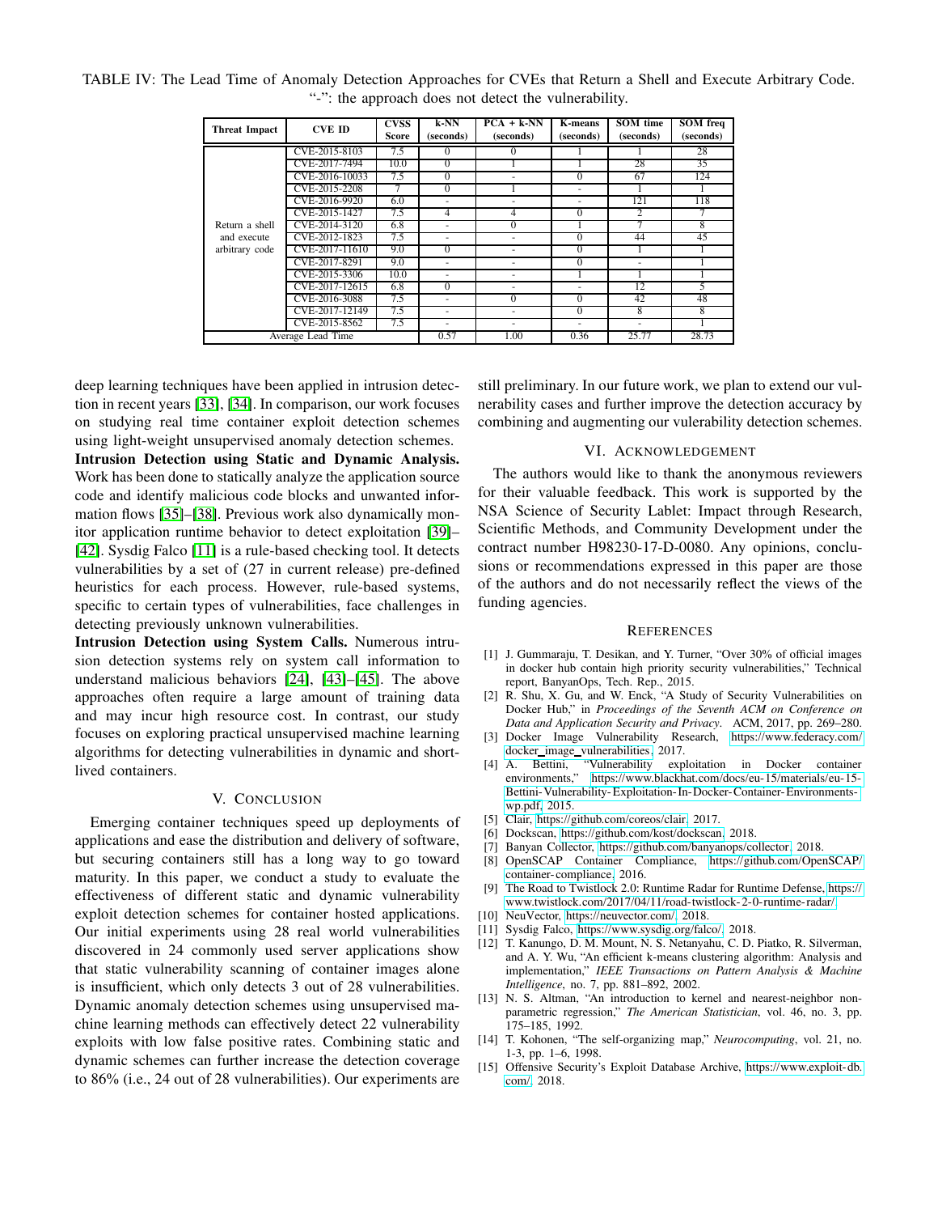TABLE IV: The Lead Time of Anomaly Detection Approaches for CVEs that Return a Shell and Execute Arbitrary Code. "-": the approach does not detect the vulnerability.

| Threat Impact | CVE ID | CVSS Score | k-NN (seconds) | PCA + k-NN (seconds) | K-means (seconds) | SOM time (seconds) | SOM freq (seconds) |
|---|---|---|---|---|---|---|---|
| Return a shell and execute arbitrary code | CVE-2015-8103 | 7.5 | 0 | 0 | 1 | 1 | 28 |
| | CVE-2017-7494 | 10.0 | 0 | 1 | 1 | 28 | 35 |
| | CVE-2016-10033 | 7.5 | 0 | - | 0 | 67 | 124 |
| | CVE-2015-2208 | 7 | 0 | 1 | - | 1 | 1 |
| | CVE-2016-9920 | 6.0 | - | - | - | 121 | 118 |
| | CVE-2015-1427 | 7.5 | 4 | 4 | 0 | 2 | 7 |
| | CVE-2014-3120 | 6.8 | - | 0 | 1 | 7 | 8 |
| | CVE-2012-1823 | 7.5 | - | - | 0 | 44 | 45 |
| | CVE-2017-11610 | 9.0 | 0 | - | 0 | 1 | 1 |
| | CVE-2017-8291 | 9.0 | - | - | 0 | - | 1 |
| | CVE-2015-3306 | 10.0 | - | - | 1 | 1 | 1 |
| | CVE-2017-12615 | 6.8 | 0 | - | - | 12 | 5 |
| | CVE-2016-3088 | 7.5 | - | 0 | 0 | 42 | 48 |
| | CVE-2017-12149 | 7.5 | - | - | 0 | 8 | 8 |
| | CVE-2015-8562 | 7.5 | - | - | - | - | 1 |
| Average Lead Time | | | 0.57 | 1.00 | 0.36 | 25.77 | 28.73 |

deep learning techniques have been applied in intrusion detection in recent years [33], [34]. In comparison, our work focuses on studying real time container exploit detection schemes using light-weight unsupervised anomaly detection schemes.

**Intrusion Detection using Static and Dynamic Analysis.** Work has been done to statically analyze the application source code and identify malicious code blocks and unwanted information flows [35]–[38]. Previous work also dynamically monitor application runtime behavior to detect exploitation [39]–[42]. Sysdig Falco [11] is a rule-based checking tool. It detects vulnerabilities by a set of (27 in current release) pre-defined heuristics for each process. However, rule-based systems, specific to certain types of vulnerabilities, face challenges in detecting previously unknown vulnerabilities.

**Intrusion Detection using System Calls.** Numerous intrusion detection systems rely on system call information to understand malicious behaviors [24], [43]–[45]. The above approaches often require a large amount of training data and may incur high resource cost. In contrast, our study focuses on exploring practical unsupervised machine learning algorithms for detecting vulnerabilities in dynamic and short-lived containers.

## V. Conclusion

Emerging container techniques speed up deployments of applications and ease the distribution and delivery of software, but securing containers still has a long way to go toward maturity. In this paper, we conduct a study to evaluate the effectiveness of different static and dynamic vulnerability exploit detection schemes for container hosted applications. Our initial experiments using 28 real world vulnerabilities discovered in 24 commonly used server applications show that static vulnerability scanning of container images alone is insufficient, which only detects 3 out of 28 vulnerabilities. Dynamic anomaly detection schemes using unsupervised machine learning methods can effectively detect 22 vulnerability exploits with low false positive rates. Combining static and dynamic schemes can further increase the detection coverage to 86% (i.e., 24 out of 28 vulnerabilities). Our experiments are still preliminary. In our future work, we plan to extend our vulnerability cases and further improve the detection accuracy by combining and augmenting our vulerability detection schemes.

## VI. Acknowledgement

The authors would like to thank the anonymous reviewers for their valuable feedback. This work is supported by the NSA Science of Security Lablet: Impact through Research, Scientific Methods, and Community Development under the contract number H98230-17-D-0080. Any opinions, conclusions or recommendations expressed in this paper are those of the authors and do not necessarily reflect the views of the funding agencies.

## References

[1] J. Gummaraju, T. Desikan, and Y. Turner, "Over 30% of official images in docker hub contain high priority security vulnerabilities," Technical report, BanyanOps, Tech. Rep., 2015.

[2] R. Shu, X. Gu, and W. Enck, "A Study of Security Vulnerabilities on Docker Hub," in *Proceedings of the Seventh ACM on Conference on Data and Application Security and Privacy*. ACM, 2017, pp. 269–280.

[3] Docker Image Vulnerability Research, https://www.federacy.com/docker_image_vulnerabilities, 2017.

[4] A. Bettini, "Vulnerability exploitation in Docker container environments," https://www.blackhat.com/docs/eu-15/materials/eu-15-Bettini-Vulnerability-Exploitation-In-Docker-Container-Environments-wp.pdf, 2015.

[5] Clair, https://github.com/coreos/clair, 2017.

[6] Dockscan, https://github.com/kost/dockscan, 2018.

[7] Banyan Collector, https://github.com/banyanops/collector, 2018.

[8] OpenSCAP Container Compliance, https://github.com/OpenSCAP/container-compliance, 2016.

[9] The Road to Twistlock 2.0: Runtime Radar for Runtime Defense, https://www.twistlock.com/2017/04/11/road-twistlock-2-0-runtime-radar/.

[10] NeuVector, https://neuvector.com/, 2018.

[11] Sysdig Falco, https://www.sysdig.org/falco/, 2018.

[12] T. Kanungo, D. M. Mount, N. S. Netanyahu, C. D. Piatko, R. Silverman, and A. Y. Wu, "An efficient k-means clustering algorithm: Analysis and implementation," *IEEE Transactions on Pattern Analysis & Machine Intelligence*, no. 7, pp. 881–892, 2002.

[13] N. S. Altman, "An introduction to kernel and nearest-neighbor nonparametric regression," *The American Statistician*, vol. 46, no. 3, pp. 175–185, 1992.

[14] T. Kohonen, "The self-organizing map," *Neurocomputing*, vol. 21, no. 1-3, pp. 1–6, 1998.

[15] Offensive Security's Exploit Database Archive, https://www.exploit-db.com/, 2018.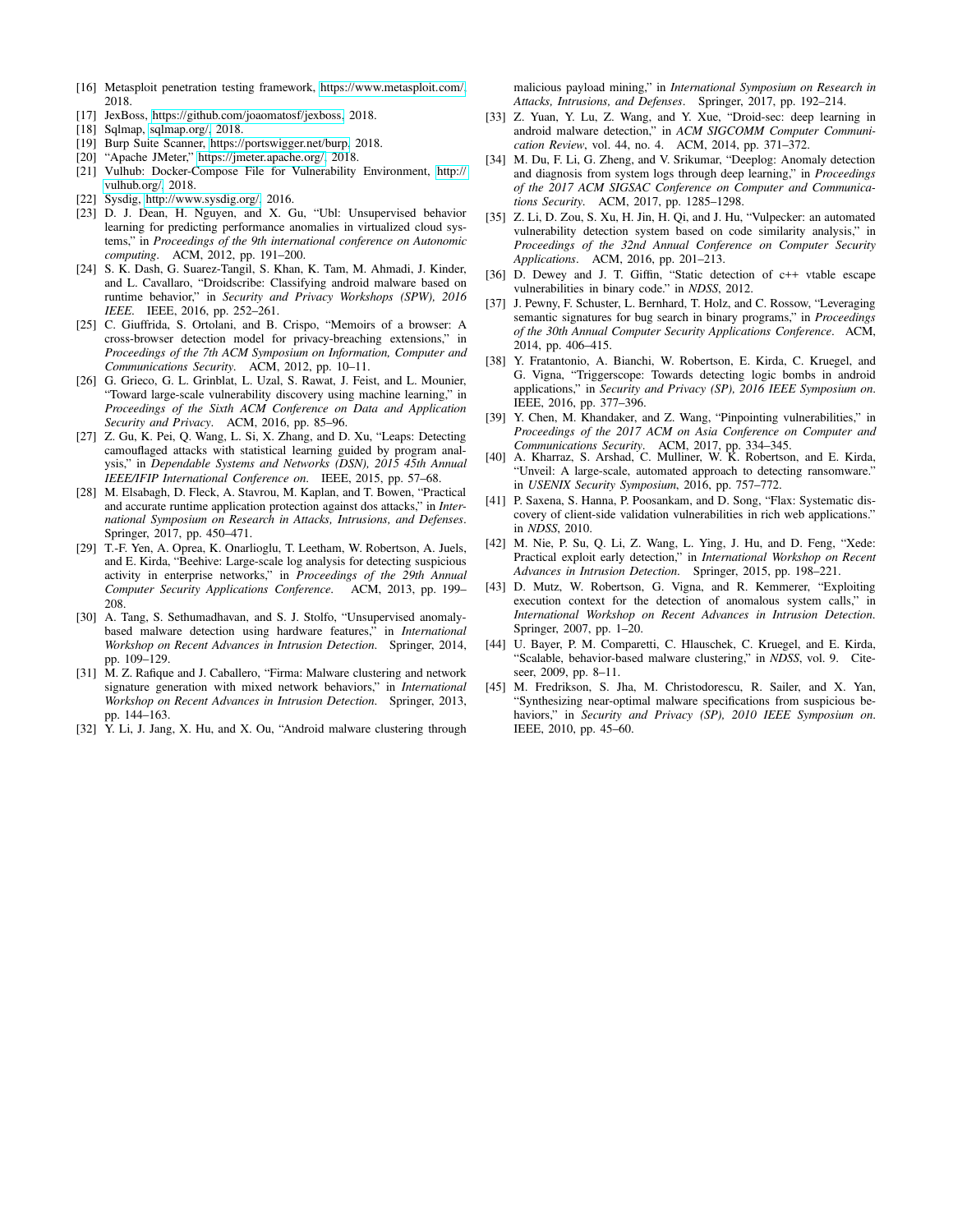- [16] Metasploit penetration testing framework, https://www.metasploit.com/, 2018.
- [17] JexBoss, https://github.com/joaomatosf/jexboss, 2018.
- [18] Sqlmap, sqlmap.org/, 2018.
- [19] Burp Suite Scanner, https://portswigger.net/burp, 2018.
- [20] "Apache JMeter," https://jmeter.apache.org/, 2018.
- [21] Vulhub: Docker-Compose File for Vulnerability Environment, http://vulhub.org/, 2018.
- [22] Sysdig, http://www.sysdig.org/, 2016.
- [23] D. J. Dean, H. Nguyen, and X. Gu, "Ubl: Unsupervised behavior learning for predicting performance anomalies in virtualized cloud systems," in *Proceedings of the 9th international conference on Autonomic computing*. ACM, 2012, pp. 191–200.
- [24] S. K. Dash, G. Suarez-Tangil, S. Khan, K. Tam, M. Ahmadi, J. Kinder, and L. Cavallaro, "Droidscribe: Classifying android malware based on runtime behavior," in *Security and Privacy Workshops (SPW), 2016 IEEE*. IEEE, 2016, pp. 252–261.
- [25] C. Giuffrida, S. Ortolani, and B. Crispo, "Memoirs of a browser: A cross-browser detection model for privacy-breaching extensions," in *Proceedings of the 7th ACM Symposium on Information, Computer and Communications Security*. ACM, 2012, pp. 10–11.
- [26] G. Grieco, G. L. Grinblat, L. Uzal, S. Rawat, J. Feist, and L. Mounier, "Toward large-scale vulnerability discovery using machine learning," in *Proceedings of the Sixth ACM Conference on Data and Application Security and Privacy*. ACM, 2016, pp. 85–96.
- [27] Z. Gu, K. Pei, Q. Wang, L. Si, X. Zhang, and D. Xu, "Leaps: Detecting camouflaged attacks with statistical learning guided by program analysis," in *Dependable Systems and Networks (DSN), 2015 45th Annual IEEE/IFIP International Conference on*. IEEE, 2015, pp. 57–68.
- [28] M. Elsabagh, D. Fleck, A. Stavrou, M. Kaplan, and T. Bowen, "Practical and accurate runtime application protection against dos attacks," in *International Symposium on Research in Attacks, Intrusions, and Defenses*. Springer, 2017, pp. 450–471.
- [29] T.-F. Yen, A. Oprea, K. Onarlioglu, T. Leetham, W. Robertson, A. Juels, and E. Kirda, "Beehive: Large-scale log analysis for detecting suspicious activity in enterprise networks," in *Proceedings of the 29th Annual Computer Security Applications Conference*. ACM, 2013, pp. 199–208.
- [30] A. Tang, S. Sethumadhavan, and S. J. Stolfo, "Unsupervised anomaly-based malware detection using hardware features," in *International Workshop on Recent Advances in Intrusion Detection*. Springer, 2014, pp. 109–129.
- [31] M. Z. Rafique and J. Caballero, "Firma: Malware clustering and network signature generation with mixed network behaviors," in *International Workshop on Recent Advances in Intrusion Detection*. Springer, 2013, pp. 144–163.
- [32] Y. Li, J. Jang, X. Hu, and X. Ou, "Android malware clustering through malicious payload mining," in *International Symposium on Research in Attacks, Intrusions, and Defenses*. Springer, 2017, pp. 192–214.
- [33] Z. Yuan, Y. Lu, Z. Wang, and Y. Xue, "Droid-sec: deep learning in android malware detection," in *ACM SIGCOMM Computer Communication Review*, vol. 44, no. 4. ACM, 2014, pp. 371–372.
- [34] M. Du, F. Li, G. Zheng, and V. Srikumar, "Deeplog: Anomaly detection and diagnosis from system logs through deep learning," in *Proceedings of the 2017 ACM SIGSAC Conference on Computer and Communications Security*. ACM, 2017, pp. 1285–1298.
- [35] Z. Li, D. Zou, S. Xu, H. Jin, H. Qi, and J. Hu, "Vulpecker: an automated vulnerability detection system based on code similarity analysis," in *Proceedings of the 32nd Annual Conference on Computer Security Applications*. ACM, 2016, pp. 201–213.
- [36] D. Dewey and J. T. Giffin, "Static detection of c++ vtable escape vulnerabilities in binary code." in *NDSS*, 2012.
- [37] J. Pewny, F. Schuster, L. Bernhard, T. Holz, and C. Rossow, "Leveraging semantic signatures for bug search in binary programs," in *Proceedings of the 30th Annual Computer Security Applications Conference*. ACM, 2014, pp. 406–415.
- [38] Y. Fratantonio, A. Bianchi, W. Robertson, E. Kirda, C. Kruegel, and G. Vigna, "Triggerscope: Towards detecting logic bombs in android applications," in *Security and Privacy (SP), 2016 IEEE Symposium on*. IEEE, 2016, pp. 377–396.
- [39] Y. Chen, M. Khandaker, and Z. Wang, "Pinpointing vulnerabilities," in *Proceedings of the 2017 ACM on Asia Conference on Computer and Communications Security*. ACM, 2017, pp. 334–345.
- [40] A. Kharraz, S. Arshad, C. Mulliner, W. K. Robertson, and E. Kirda, "Unveil: A large-scale, automated approach to detecting ransomware." in *USENIX Security Symposium*, 2016, pp. 757–772.
- [41] P. Saxena, S. Hanna, P. Poosankam, and D. Song, "Flax: Systematic discovery of client-side validation vulnerabilities in rich web applications." in *NDSS*, 2010.
- [42] M. Nie, P. Su, Q. Li, Z. Wang, L. Ying, J. Hu, and D. Feng, "Xede: Practical exploit early detection," in *International Workshop on Recent Advances in Intrusion Detection*. Springer, 2015, pp. 198–221.
- [43] D. Mutz, W. Robertson, G. Vigna, and R. Kemmerer, "Exploiting execution context for the detection of anomalous system calls," in *International Workshop on Recent Advances in Intrusion Detection*. Springer, 2007, pp. 1–20.
- [44] U. Bayer, P. M. Comparetti, C. Hlauschek, C. Kruegel, and E. Kirda, "Scalable, behavior-based malware clustering," in *NDSS*, vol. 9. Citeseer, 2009, pp. 8–11.
- [45] M. Fredrikson, S. Jha, M. Christodorescu, R. Sailer, and X. Yan, "Synthesizing near-optimal malware specifications from suspicious behaviors," in *Security and Privacy (SP), 2010 IEEE Symposium on*. IEEE, 2010, pp. 45–60.